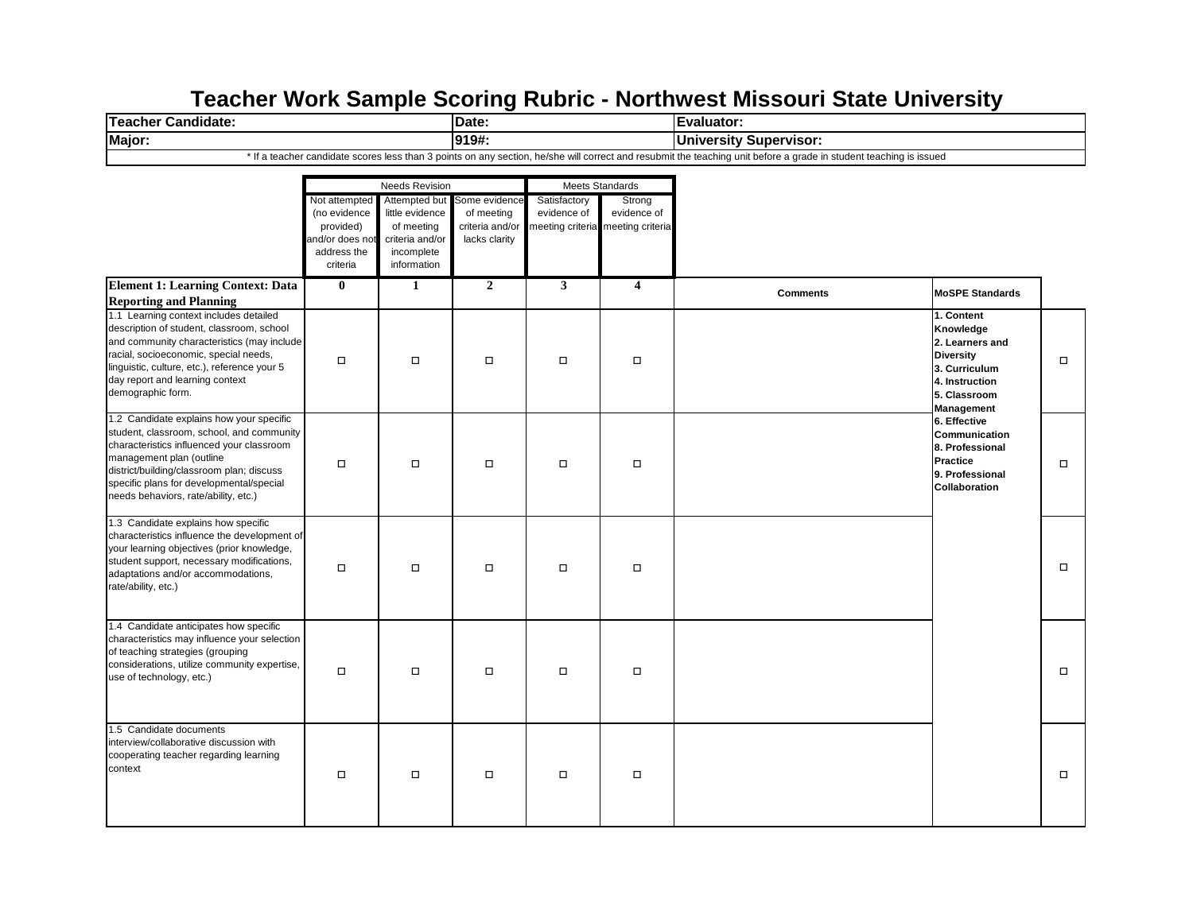# Teacher Work Sample Scoring Rubric - Northwest Missouri State University

| Teacher Candidate: | Date: | Evaluator: |
|---|---|---|
| Major: | 919#: | University Supervisor: |

\* If a teacher candidate scores less than 3 points on any section, he/she will correct and resubmit the teaching unit before a grade in student teaching is issued

| | Needs Revision | | | Meets Standards | | | | |
|---|---|---|---|---|---|---|---|---|
| | Not attempted (no evidence provided) and/or does not address the criteria | Attempted but little evidence of meeting criteria and/or incomplete information | Some evidence of meeting criteria and/or lacks clarity | Satisfactory evidence of meeting criteria | Strong evidence of meeting criteria | | | |
| **Element 1: Learning Context: Data Reporting and Planning** | **0** | **1** | **2** | **3** | **4** | **Comments** | **MoSPE Standards** | |
| 1.1 Learning context includes detailed description of student, classroom, school and community characteristics (may include racial, socioeconomic, special needs, linguistic, culture, etc.), reference your 5 day report and learning context demographic form. | ☐ | ☐ | ☐ | ☐ | ☐ | | **1. Content Knowledge**<br>**2. Learners and Diversity**<br>**3. Curriculum**<br>**4. Instruction**<br>**5. Classroom Management**<br>**6. Effective Communication**<br>**8. Professional Practice**<br>**9. Professional Collaboration** | ☐ |
| 1.2 Candidate explains how your specific student, classroom, school, and community characteristics influenced your classroom management plan (outline district/building/classroom plan; discuss specific plans for developmental/special needs behaviors, rate/ability, etc.) | ☐ | ☐ | ☐ | ☐ | ☐ | | | ☐ |
| 1.3 Candidate explains how specific characteristics influence the development of your learning objectives (prior knowledge, student support, necessary modifications, adaptations and/or accommodations, rate/ability, etc.) | ☐ | ☐ | ☐ | ☐ | ☐ | | | ☐ |
| 1.4 Candidate anticipates how specific characteristics may influence your selection of teaching strategies (grouping considerations, utilize community expertise, use of technology, etc.) | ☐ | ☐ | ☐ | ☐ | ☐ | | | ☐ |
| 1.5 Candidate documents interview/collaborative discussion with cooperating teacher regarding learning context | ☐ | ☐ | ☐ | ☐ | ☐ | | | ☐ |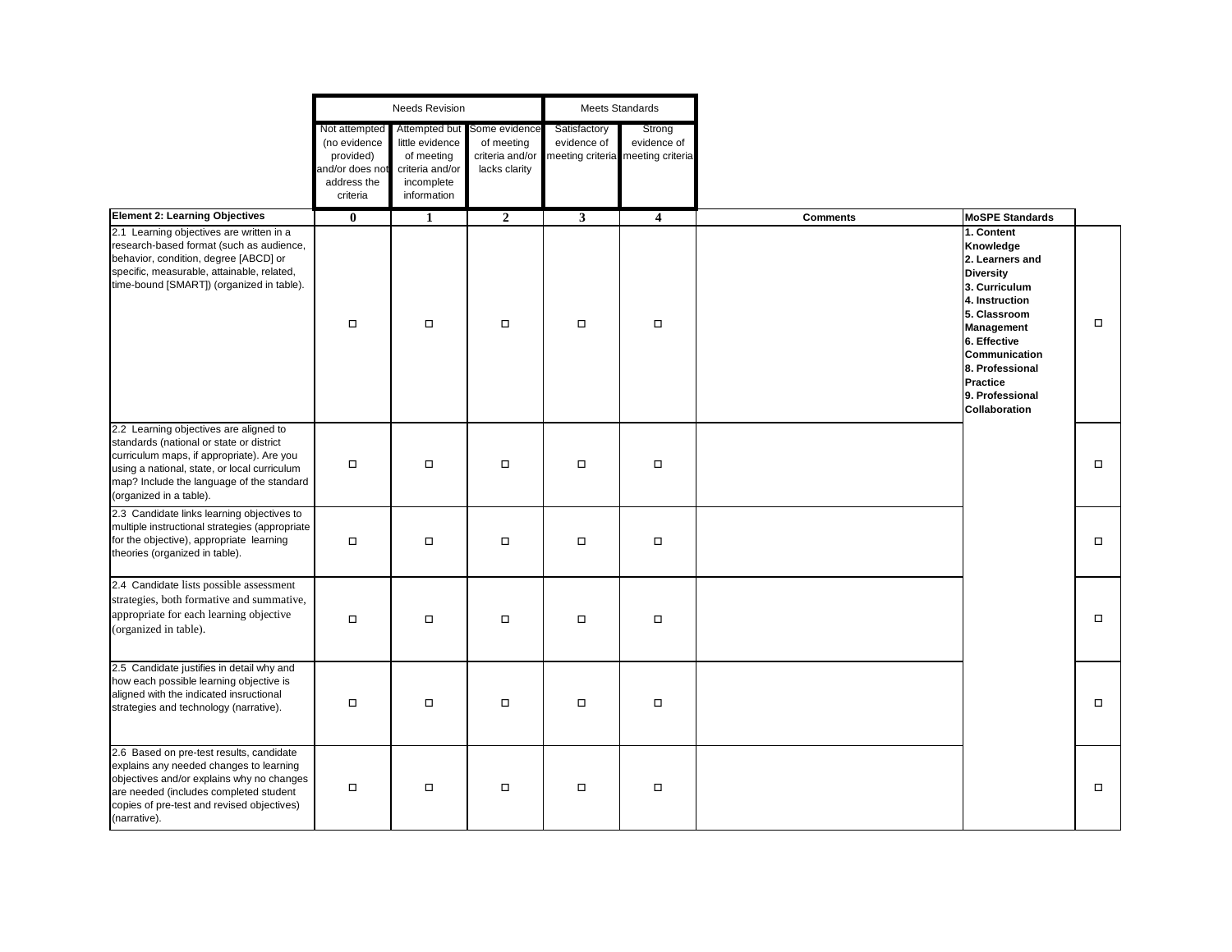| | Needs Revision | | | Meets Standards | | | | |
|---|---|---|---|---|---|---|---|---|
| | Not attempted (no evidence provided) and/or does not address the criteria | Attempted but little evidence of meeting criteria and/or incomplete information | Some evidence of meeting criteria and/or lacks clarity | Satisfactory evidence of meeting criteria | Strong evidence of meeting criteria | | | |
| **Element 2: Learning Objectives** | **0** | **1** | **2** | **3** | **4** | **Comments** | **MoSPE Standards** | |
| 2.1 Learning objectives are written in a research-based format (such as audience, behavior, condition, degree [ABCD] or specific, measurable, attainable, related, time-bound [SMART]) (organized in table). | ☐ | ☐ | ☐ | ☐ | ☐ | | **1. Content Knowledge**<br>**2. Learners and Diversity**<br>**3. Curriculum**<br>**4. Instruction**<br>**5. Classroom Management**<br>**6. Effective Communication**<br>**8. Professional Practice**<br>**9. Professional Collaboration** | ☐ |
| 2.2 Learning objectives are aligned to standards (national or state or district curriculum maps, if appropriate). Are you using a national, state, or local curriculum map? Include the language of the standard (organized in a table). | ☐ | ☐ | ☐ | ☐ | ☐ | | | ☐ |
| 2.3 Candidate links learning objectives to multiple instructional strategies (appropriate for the objective), appropriate learning theories (organized in table). | ☐ | ☐ | ☐ | ☐ | ☐ | | | ☐ |
| 2.4 Candidate lists possible assessment strategies, both formative and summative, appropriate for each learning objective (organized in table). | ☐ | ☐ | ☐ | ☐ | ☐ | | | ☐ |
| 2.5 Candidate justifies in detail why and how each possible learning objective is aligned with the indicated insructional strategies and technology (narrative). | ☐ | ☐ | ☐ | ☐ | ☐ | | | ☐ |
| 2.6 Based on pre-test results, candidate explains any needed changes to learning objectives and/or explains why no changes are needed (includes completed student copies of pre-test and revised objectives) (narrative). | ☐ | ☐ | ☐ | ☐ | ☐ | | | ☐ |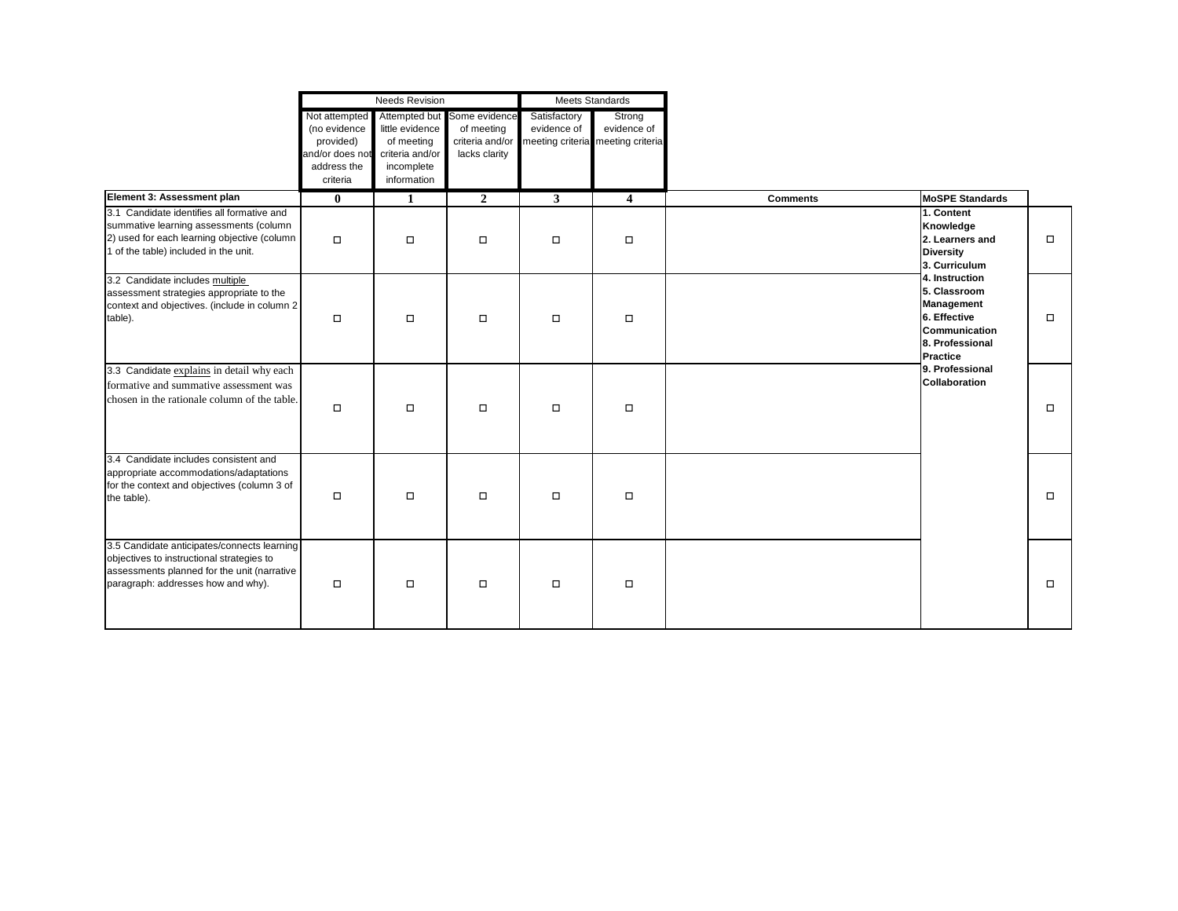| Element 3: Assessment plan | Needs Revision | | | Meets Standards | | Comments | MoSPE Standards | |
|---|---|---|---|---|---|---|---|---|
| | Not attempted (no evidence provided) and/or does not address the criteria | Attempted but little evidence of meeting criteria and/or incomplete information | Some evidence of meeting criteria and/or lacks clarity | Satisfactory evidence of meeting criteria | Strong evidence of meeting criteria | | | |
| | **0** | **1** | **2** | **3** | **4** | **Comments** | **MoSPE Standards** | |
| 3.1 Candidate identifies all formative and summative learning assessments (column 2) used for each learning objective (column 1 of the table) included in the unit. | ☐ | ☐ | ☐ | ☐ | ☐ | | **1. Content Knowledge**<br>**2. Learners and Diversity**<br>**3. Curriculum**<br>**4. Instruction**<br>**5. Classroom Management**<br>**6. Effective Communication**<br>**8. Professional Practice**<br>**9. Professional Collaboration** | ☐ |
| 3.2 Candidate includes <u>multiple</u> assessment strategies appropriate to the context and objectives. (include in column 2 table). | ☐ | ☐ | ☐ | ☐ | ☐ | | | ☐ |
| 3.3 Candidate <u>explains</u> in detail why each formative and summative assessment was chosen in the rationale column of the table. | ☐ | ☐ | ☐ | ☐ | ☐ | | | ☐ |
| 3.4 Candidate includes consistent and appropriate accommodations/adaptations for the context and objectives (column 3 of the table). | ☐ | ☐ | ☐ | ☐ | ☐ | | | ☐ |
| 3.5 Candidate anticipates/connects learning objectives to instructional strategies to assessments planned for the unit (narrative paragraph: addresses how and why). | ☐ | ☐ | ☐ | ☐ | ☐ | | | ☐ |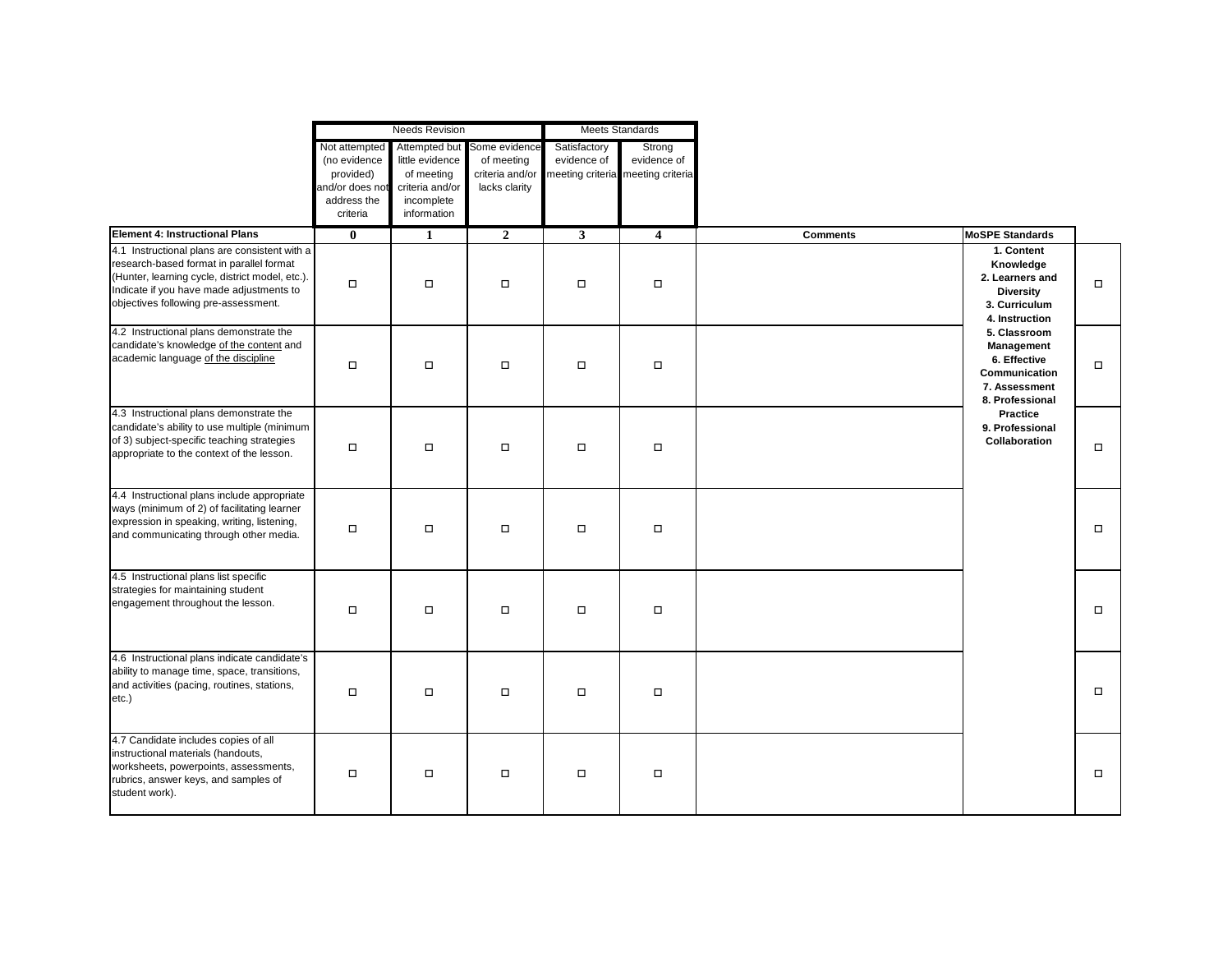| | Needs Revision | | | Meets Standards | | | | |
|---|---|---|---|---|---|---|---|---|
| | Not attempted (no evidence provided) and/or does not address the criteria | Attempted but little evidence of meeting criteria and/or incomplete information | Some evidence of meeting criteria and/or lacks clarity | Satisfactory evidence of meeting criteria | Strong evidence of meeting criteria | | | |
| **Element 4: Instructional Plans** | **0** | **1** | **2** | **3** | **4** | **Comments** | **MoSPE Standards** | |
| 4.1 Instructional plans are consistent with a research-based format in parallel format (Hunter, learning cycle, district model, etc.). Indicate if you have made adjustments to objectives following pre-assessment. | ☐ | ☐ | ☐ | ☐ | ☐ | | **1. Content Knowledge**<br>**2. Learners and Diversity**<br>**3. Curriculum**<br>**4. Instruction**<br>**5. Classroom Management**<br>**6. Effective Communication**<br>**7. Assessment**<br>**8. Professional Practice**<br>**9. Professional Collaboration** | ☐ |
| 4.2 Instructional plans demonstrate the candidate's knowledge of the content and academic language of the discipline | ☐ | ☐ | ☐ | ☐ | ☐ | | | ☐ |
| 4.3 Instructional plans demonstrate the candidate's ability to use multiple (minimum of 3) subject-specific teaching strategies appropriate to the context of the lesson. | ☐ | ☐ | ☐ | ☐ | ☐ | | | ☐ |
| 4.4 Instructional plans include appropriate ways (minimum of 2) of facilitating learner expression in speaking, writing, listening, and communicating through other media. | ☐ | ☐ | ☐ | ☐ | ☐ | | | ☐ |
| 4.5 Instructional plans list specific strategies for maintaining student engagement throughout the lesson. | ☐ | ☐ | ☐ | ☐ | ☐ | | | ☐ |
| 4.6 Instructional plans indicate candidate's ability to manage time, space, transitions, and activities (pacing, routines, stations, etc.) | ☐ | ☐ | ☐ | ☐ | ☐ | | | ☐ |
| 4.7 Candidate includes copies of all instructional materials (handouts, worksheets, powerpoints, assessments, rubrics, answer keys, and samples of student work). | ☐ | ☐ | ☐ | ☐ | ☐ | | | ☐ |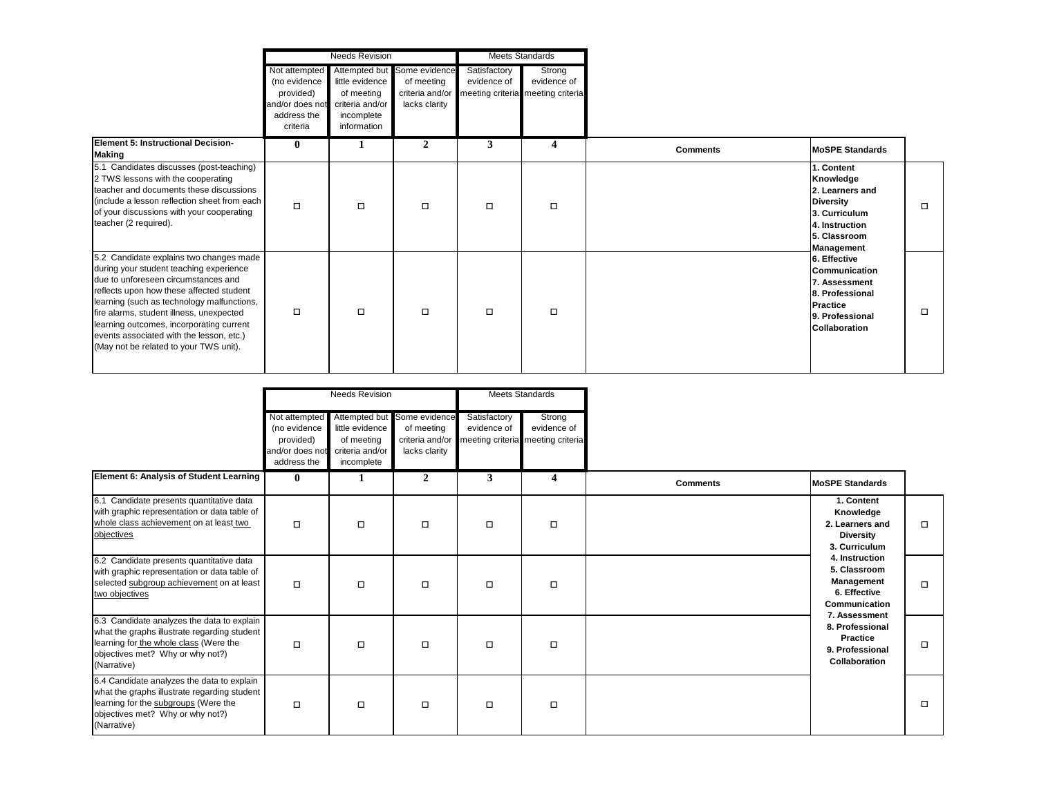| | Needs Revision | | | Meets Standards | | | | |
|---|---|---|---|---|---|---|---|---|
| | Not attempted (no evidence provided) and/or does not address the criteria | Attempted but little evidence of meeting criteria and/or incomplete information | Some evidence of meeting criteria and/or lacks clarity | Satisfactory evidence of meeting criteria | Strong evidence of meeting criteria | | | |
| **Element 5: Instructional Decision-Making** | **0** | **1** | **2** | **3** | **4** | **Comments** | **MoSPE Standards** | |
| 5.1 Candidates discusses (post-teaching) 2 TWS lessons with the cooperating teacher and documents these discussions (include a lesson reflection sheet from each of your discussions with your cooperating teacher (2 required). | ☐ | ☐ | ☐ | ☐ | ☐ | | **1. Content Knowledge 2. Learners and Diversity 3. Curriculum 4. Instruction 5. Classroom Management 6. Effective Communication 7. Assessment 8. Professional Practice 9. Professional Collaboration** | ☐ |
| 5.2 Candidate explains two changes made during your student teaching experience due to unforeseen circumstances and reflects upon how these affected student learning (such as technology malfunctions, fire alarms, student illness, unexpected learning outcomes, incorporating current events associated with the lesson, etc.) (May not be related to your TWS unit). | ☐ | ☐ | ☐ | ☐ | ☐ | | | ☐ |

| | Needs Revision | | | Meets Standards | | | | |
|---|---|---|---|---|---|---|---|---|
| | Not attempted (no evidence provided) and/or does not address the | Attempted but little evidence of meeting criteria and/or incomplete | Some evidence of meeting criteria and/or lacks clarity | Satisfactory evidence of meeting criteria | Strong evidence of meeting criteria | | | |
| **Element 6: Analysis of Student Learning** | **0** | **1** | **2** | **3** | **4** | **Comments** | **MoSPE Standards** | |
| 6.1 Candidate presents quantitative data with graphic representation or data table of <u>whole class achievement</u> on at least <u>two objectives</u> | ☐ | ☐ | ☐ | ☐ | ☐ | | **1. Content Knowledge 2. Learners and Diversity 3. Curriculum 4. Instruction 5. Classroom Management 6. Effective Communication 7. Assessment 8. Professional Practice 9. Professional Collaboration** | ☐ |
| 6.2 Candidate presents quantitative data with graphic representation or data table of selected <u>subgroup achievement</u> on at least <u>two objectives</u> | ☐ | ☐ | ☐ | ☐ | ☐ | | | ☐ |
| 6.3 Candidate analyzes the data to explain what the graphs illustrate regarding student learning for <u>the whole class</u> (Were the objectives met? Why or why not?) (Narrative) | ☐ | ☐ | ☐ | ☐ | ☐ | | | ☐ |
| 6.4 Candidate analyzes the data to explain what the graphs illustrate regarding student learning for the <u>subgroups</u> (Were the objectives met? Why or why not?) (Narrative) | ☐ | ☐ | ☐ | ☐ | ☐ | | | ☐ |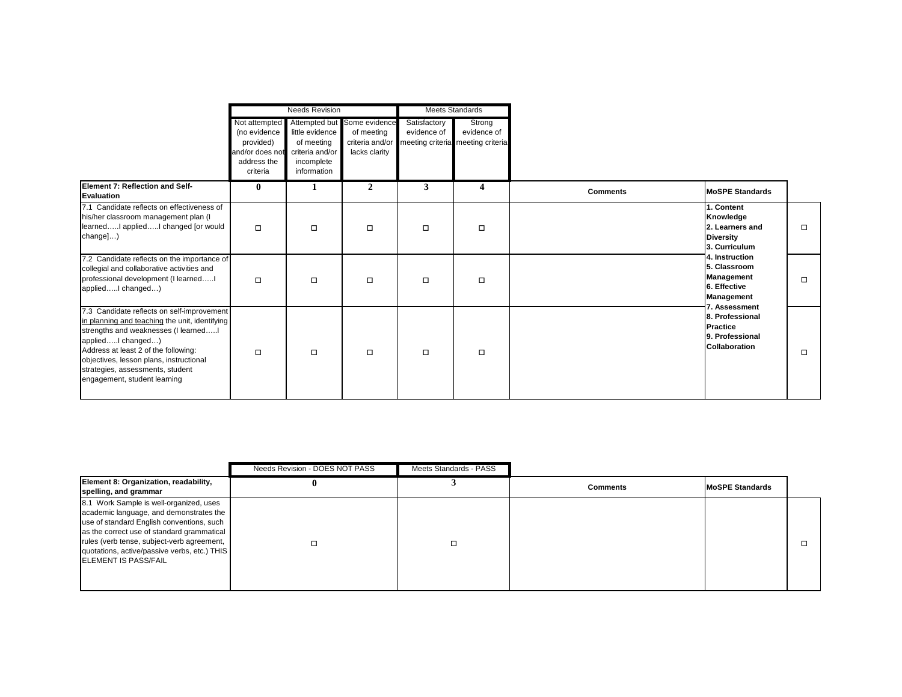| | Needs Revision | | | Meets Standards | | | | |
|---|---|---|---|---|---|---|---|---|
| | Not attempted (no evidence provided) and/or does not address the criteria | Attempted but little evidence of meeting criteria and/or incomplete information | Some evidence of meeting criteria and/or lacks clarity | Satisfactory evidence of meeting criteria | Strong evidence of meeting criteria | | | |
| **Element 7: Reflection and Self-Evaluation** | 0 | 1 | 2 | 3 | 4 | **Comments** | **MoSPE Standards** | |
| 7.1 Candidate reflects on effectiveness of his/her classroom management plan (I learned…..I applied…..I changed [or would change]…) | ☐ | ☐ | ☐ | ☐ | ☐ | | **1. Content Knowledge 2. Learners and Diversity 3. Curriculum 4. Instruction 5. Classroom Management 6. Effective Management 7. Assessment 8. Professional Practice 9. Professional Collaboration** | ☐ |
| 7.2 Candidate reflects on the importance of collegial and collaborative activities and professional development (I learned…..I applied…..I changed…) | ☐ | ☐ | ☐ | ☐ | ☐ | | | ☐ |
| 7.3 Candidate reflects on self-improvement in planning and teaching the unit, identifying strengths and weaknesses (I learned…..I applied…..I changed…) Address at least 2 of the following: objectives, lesson plans, instructional strategies, assessments, student engagement, student learning | ☐ | ☐ | ☐ | ☐ | ☐ | | | ☐ |

| | Needs Revision - DOES NOT PASS | Meets Standards - PASS | | | |
|---|---|---|---|---|---|
| **Element 8: Organization, readability, spelling, and grammar** | 0 | 3 | **Comments** | **MoSPE Standards** | |
| 8.1 Work Sample is well-organized, uses academic language, and demonstrates the use of standard English conventions, such as the correct use of standard grammatical rules (verb tense, subject-verb agreement, quotations, active/passive verbs, etc.) THIS ELEMENT IS PASS/FAIL | ☐ | ☐ | | | ☐ |